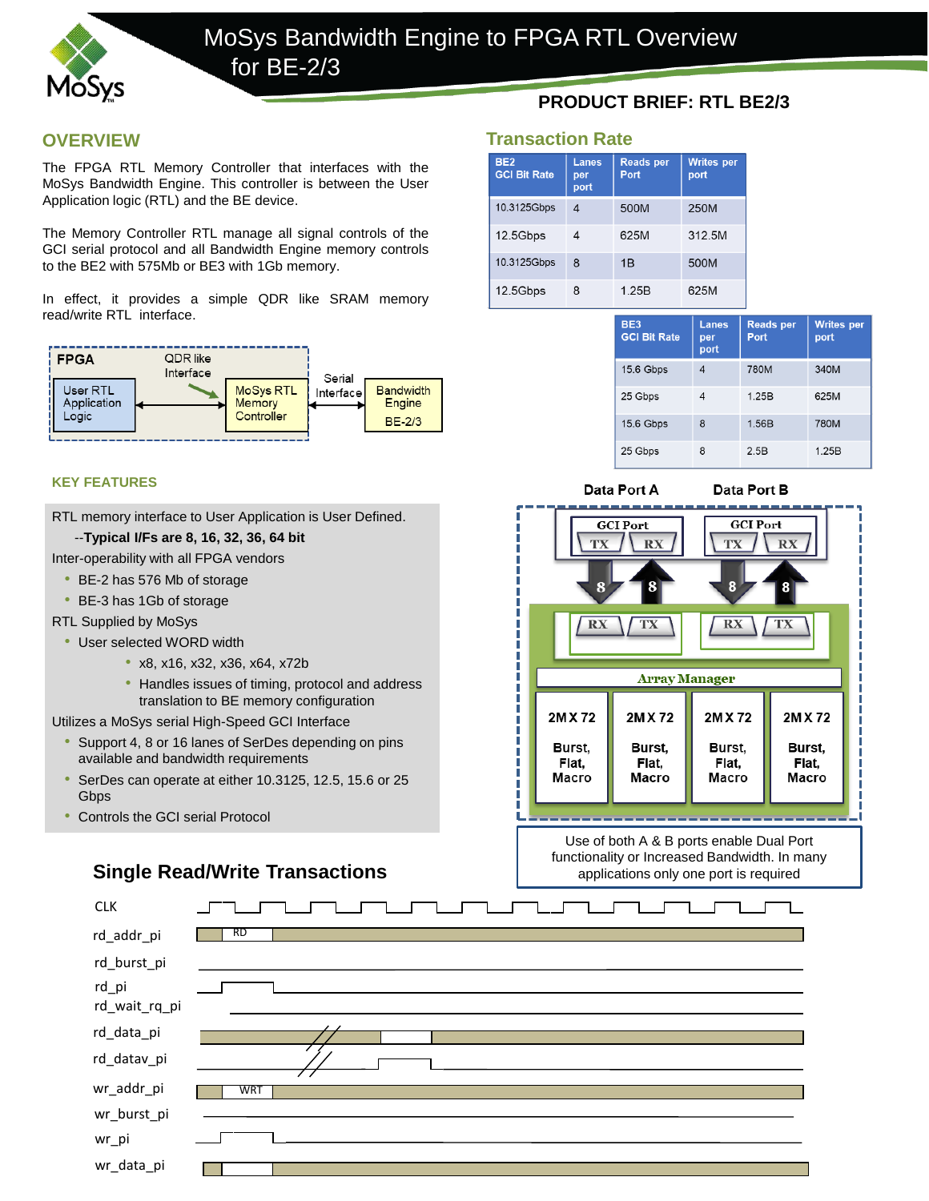# MoSys Bandwidth Engine to FPGA RTL Overview for BE-2/3

**PRODUCT BRIEF: RTL BE2/3**

## OVERVIEW

The FPGA RTL Memory Controller that interfaces with the MoSys Bandwidth Engine. This controller is between the User Application logic (RTL) and the BE device.

The Memory Controller RTL manage all signal controls of the GCI serial protocol and all Bandwidth Engine memory controls to the BE2 with 575Mb or BE3 with 1Gb memory.

In effect, it provides a simple QDR like SRAM memory read/write RTL interface.

FPGA | User RTL Application Logic ↔ QDR like Interface ↔ MoSys RTL Memory Controller ↔ Serial Interface ↔ Bandwidth Engine BE-2/3

### KEY FEATURES

RTL memory interface to User Application is User Defined.

--**Typical I/Fs are 8, 16, 32, 36, 64 bit**

Inter-operability with all FPGA vendors

- BE-2 has 576 Mb of storage
- BE-3 has 1Gb of storage

RTL Supplied by MoSys

- User selected WORD width
  - x8, x16, x32, x36, x64, x72b
  - Handles issues of timing, protocol and address translation to BE memory configuration

Utilizes a MoSys serial High-Speed GCI Interface

- Support 4, 8 or 16 lanes of SerDes depending on pins available and bandwidth requirements
- SerDes can operate at either 10.3125, 12.5, 15.6 or 25 Gbps
- Controls the GCI serial Protocol

## Transaction Rate

| BE2 GCI Bit Rate | Lanes per port | Reads per Port | Writes per port |
|---|---|---|---|
| 10.3125Gbps | 4 | 500M | 250M |
| 12.5Gbps | 4 | 625M | 312.5M |
| 10.3125Gbps | 8 | 1B | 500M |
| 12.5Gbps | 8 | 1.25B | 625M |

| BE3 GCI Bit Rate | Lanes per port | Reads per Port | Writes per port |
|---|---|---|---|
| 15.6 Gbps | 4 | 780M | 340M |
| 25 Gbps | 4 | 1.25B | 625M |
| 15.6 Gbps | 8 | 1.56B | 780M |
| 25 Gbps | 8 | 2.5B | 1.25B |

Data Port A | Data Port B

GCI Port (TX, RX) ×2 — 8 lanes each direction — RX/TX — Array Manager — 2M X 72 Burst, Flat, Macro (×4)

Use of both A & B ports enable Dual Port functionality or Increased Bandwidth. In many applications only one port is required

## Single Read/Write Transactions

Timing diagram signals: CLK, rd_addr_pi (RD), rd_burst_pi, rd_pi, rd_wait_rq_pi, rd_data_pi, rd_datav_pi, wr_addr_pi (WRT), wr_burst_pi, wr_pi, wr_data_pi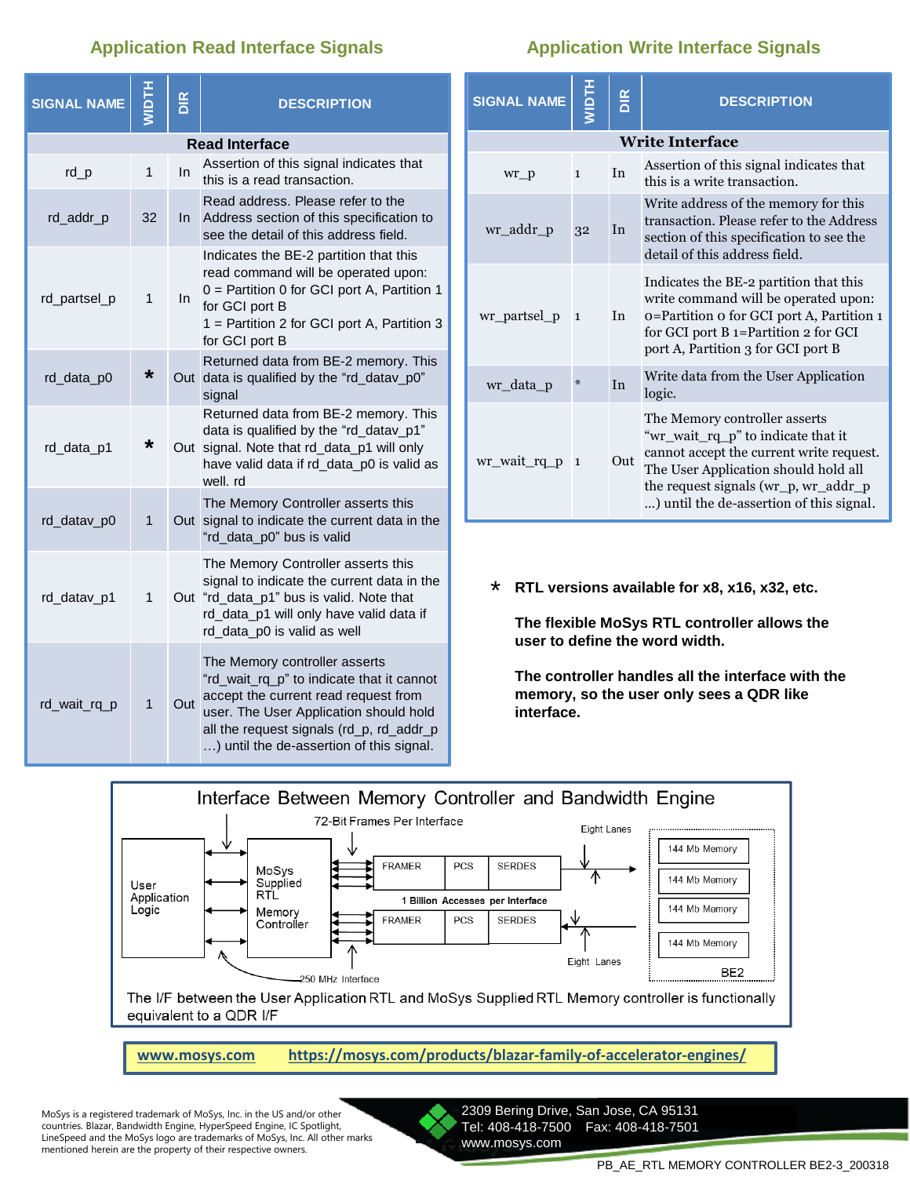## Application Read Interface Signals

| SIGNAL NAME | WIDTH | DIR | DESCRIPTION |
|---|---|---|---|
| **Read Interface** | | | |
| rd_p | 1 | In | Assertion of this signal indicates that this is a read transaction. |
| rd_addr_p | 32 | In | Read address. Please refer to the Address section of this specification to see the detail of this address field. |
| rd_partsel_p | 1 | In | Indicates the BE-2 partition that this read command will be operated upon: 0 = Partition 0 for GCI port A, Partition 1 for GCI port B 1 = Partition 2 for GCI port A, Partition 3 for GCI port B |
| rd_data_p0 | * | Out | Returned data from BE-2 memory. This data is qualified by the "rd_datav_p0" signal |
| rd_data_p1 | * | Out | Returned data from BE-2 memory. This data is qualified by the "rd_datav_p1" signal. Note that rd_data_p1 will only have valid data if rd_data_p0 is valid as well. rd |
| rd_datav_p0 | 1 | Out | The Memory Controller asserts this signal to indicate the current data in the "rd_data_p0" bus is valid |
| rd_datav_p1 | 1 | Out | The Memory Controller asserts this signal to indicate the current data in the "rd_data_p1" bus is valid. Note that rd_data_p1 will only have valid data if rd_data_p0 is valid as well |
| rd_wait_rq_p | 1 | Out | The Memory controller asserts "rd_wait_rq_p" to indicate that it cannot accept the current read request from user. The User Application should hold all the request signals (rd_p, rd_addr_p …) until the de-assertion of this signal. |

## Application Write Interface Signals

| SIGNAL NAME | WIDTH | DIR | DESCRIPTION |
|---|---|---|---|
| **Write Interface** | | | |
| wr_p | 1 | In | Assertion of this signal indicates that this is a write transaction. |
| wr_addr_p | 32 | In | Write address of the memory for this transaction. Please refer to the Address section of this specification to see the detail of this address field. |
| wr_partsel_p | 1 | In | Indicates the BE-2 partition that this write command will be operated upon: 0=Partition 0 for GCI port A, Partition 1 for GCI port B 1=Partition 2 for GCI port A, Partition 3 for GCI port B |
| wr_data_p | * | In | Write data from the User Application logic. |
| wr_wait_rq_p | 1 | Out | The Memory controller asserts "wr_wait_rq_p" to indicate that it cannot accept the current write request. The User Application should hold all the request signals (wr_p, wr_addr_p ...) until the de-assertion of this signal. |

\* **RTL versions available for x8, x16, x32, etc.**

**The flexible MoSys RTL controller allows the user to define the word width.**

**The controller handles all the interface with the memory, so the user only sees a QDR like interface.**

## Interface Between Memory Controller and Bandwidth Engine

72-Bit Frames Per Interface

User Application Logic

MoSys Supplied RTL Memory Controller

FRAMER PCS SERDES

1 Billion Accesses per Interface

FRAMER PCS SERDES

Eight Lanes

Eight Lanes

250 MHz Interface

144 Mb Memory

144 Mb Memory

144 Mb Memory

144 Mb Memory

BE2

The I/F between the User Application RTL and MoSys Supplied RTL Memory controller is functionally equivalent to a QDR I/F

**www.mosys.com** **https://mosys.com/products/blazar-family-of-accelerator-engines/**

MoSys is a registered trademark of MoSys, Inc. in the US and/or other countries. Blazar, Bandwidth Engine, HyperSpeed Engine, IC Spotlight, LineSpeed and the MoSys logo are trademarks of MoSys, Inc. All other marks mentioned herein are the property of their respective owners.

2309 Bering Drive, San Jose, CA 95131
Tel: 408-418-7500 Fax: 408-418-7501
www.mosys.com

PB_AE_RTL MEMORY CONTROLLER BE2-3_200318